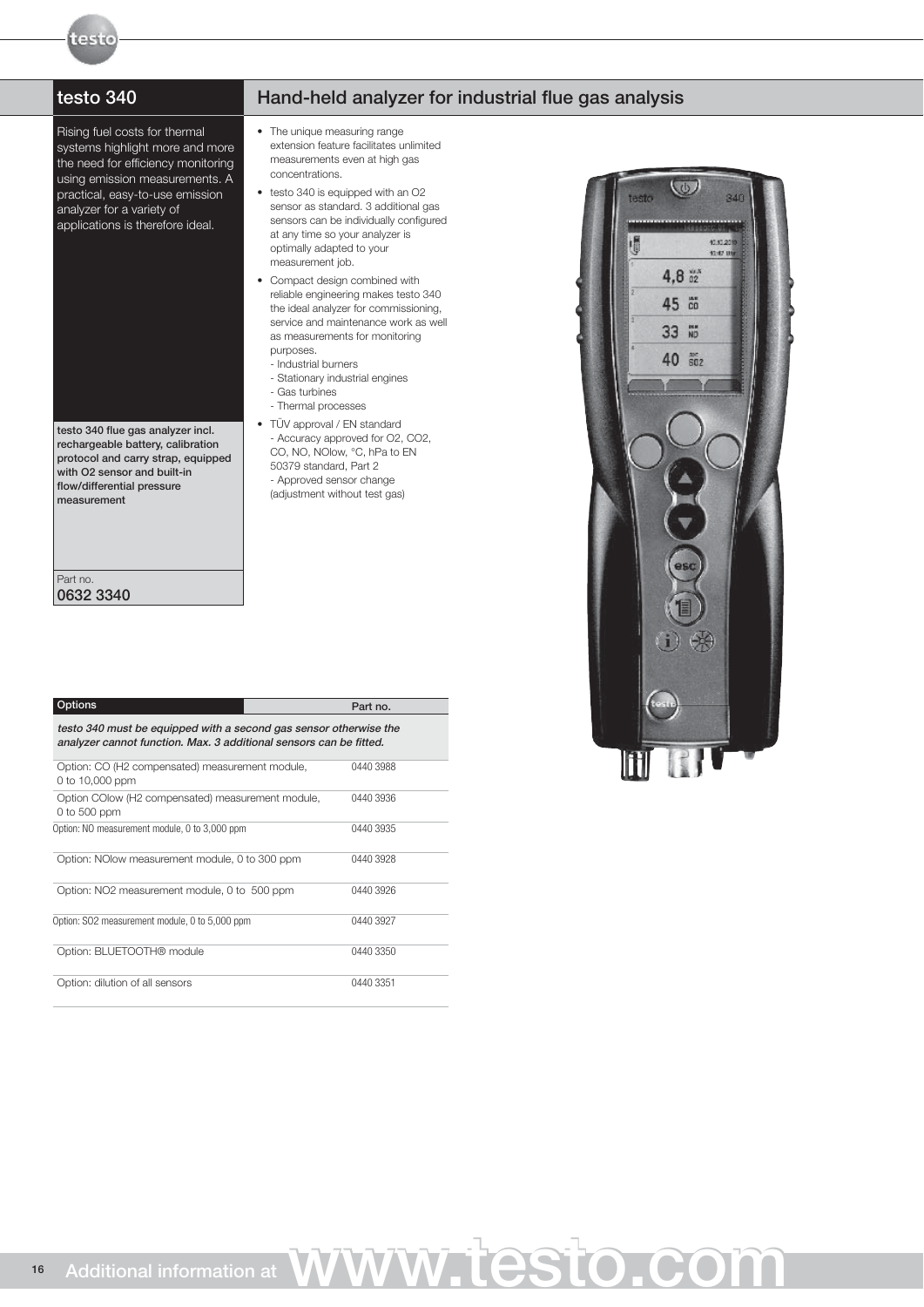## testo 340

## Hand-held analyzer for industrial flue gas analysis

Rising fuel costs for thermal systems highlight more and more the need for efficiency monitoring using emission measurements. A practical, easy-to-use emission analyzer for a variety of applications is therefore ideal.

- The unique measuring range extension feature facilitates unlimited measurements even at high gas concentrations.
- testo 340 is equipped with an $O_2$ sensor as standard. 3 additional gas sensors can be individually configured at any time so your analyzer is optimally adapted to your measurement job.
- Compact design combined with reliable engineering makes testo 340 the ideal analyzer for commissioning, service and maintenance work as well as measurements for monitoring purposes.
  - Industrial burners
  - Stationary industrial engines
  - Gas turbines
  - Thermal processes
- TÜV approval / EN standard
  - Accuracy approved for $O_2$, $CO_2$, CO, NO, NOlow, °C, hPa to EN 50379 standard, Part 2
  - Approved sensor change (adjustment without test gas)

**testo 340 flue gas analyzer incl. rechargeable battery, calibration protocol and carry strap, equipped with $O_2$ sensor and built-in flow/differential pressure measurement**

Part no.
**0632 3340**

| Options | Part no. |
|---|---|
| *testo 340 must be equipped with a second gas sensor otherwise the analyzer cannot function. Max. 3 additional sensors can be fitted.* | |
| Option: CO ($H_2$ compensated) measurement module, 0 to 10,000 ppm | 0440 3988 |
| Option: COlow ($H_2$ compensated) measurement module, 0 to 500 ppm | 0440 3936 |
| Option: NO measurement module, 0 to 3,000 ppm | 0440 3935 |
| Option: NOlow measurement module, 0 to 300 ppm | 0440 3928 |
| Option: $NO_2$ measurement module, 0 to 500 ppm | 0440 3926 |
| Option: $SO_2$ measurement module, 0 to 5,000 ppm | 0440 3927 |
| Option: BLUETOOTH® module | 0440 3350 |
| Option: dilution of all sensors | 0440 3351 |

Additional information at www.testo.com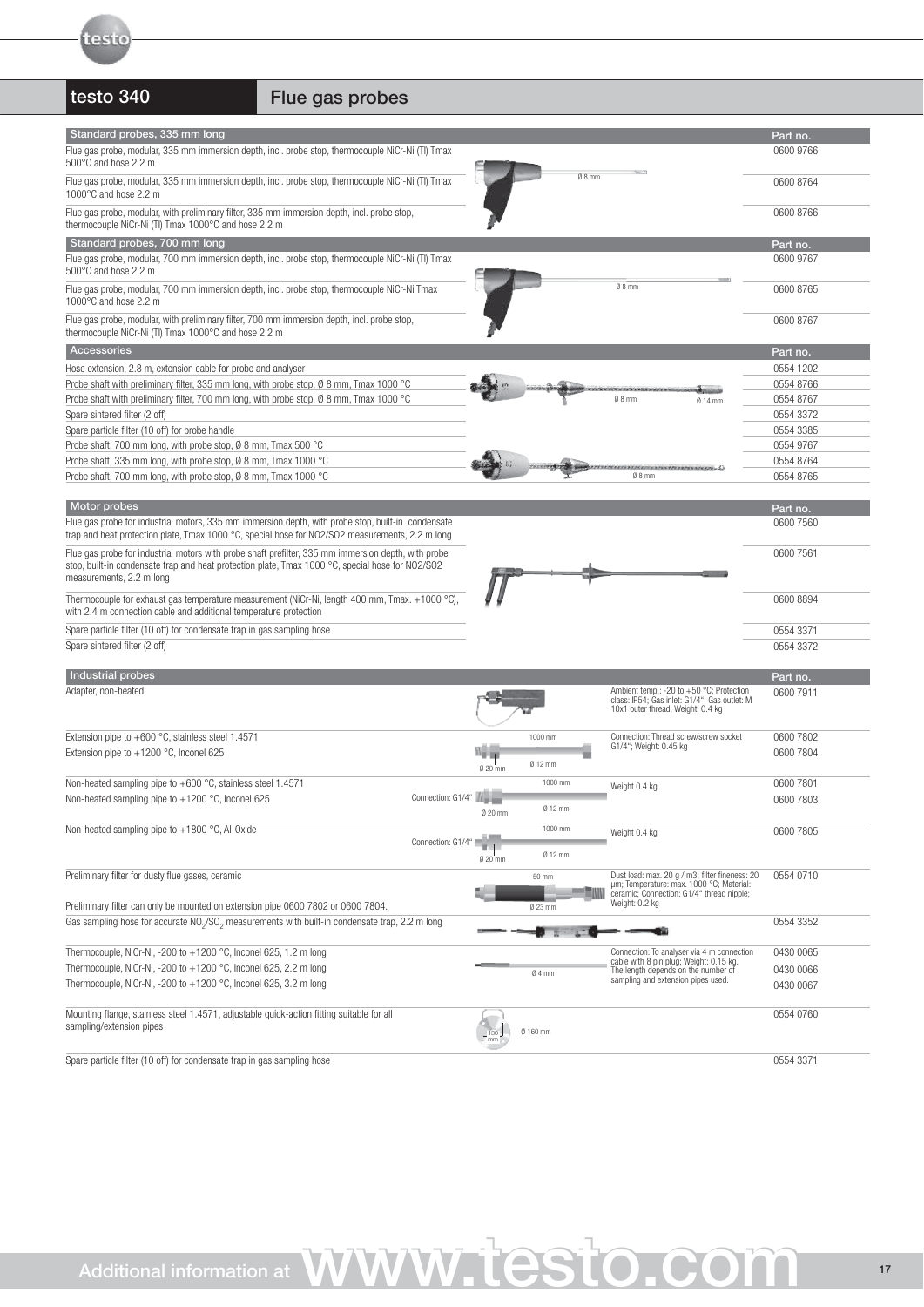## testo 340 — Flue gas probes

| Standard probes, 335 mm long | Part no. |
| --- | --- |
| Flue gas probe, modular, 335 mm immersion depth, incl. probe stop, thermocouple NiCr-Ni (TI) Tmax 500°C and hose 2.2 m | 0600 9766 |
| Flue gas probe, modular, 335 mm immersion depth, incl. probe stop, thermocouple NiCr-Ni (TI) Tmax 1000°C and hose 2.2 m | 0600 8764 |
| Flue gas probe, modular, with preliminary filter, 335 mm immersion depth, incl. probe stop, thermocouple NiCr-Ni (TI) Tmax 1000°C and hose 2.2 m | 0600 8766 |

Ø 8 mm

| Standard probes, 700 mm long | Part no. |
| --- | --- |
| Flue gas probe, modular, 700 mm immersion depth, incl. probe stop, thermocouple NiCr-Ni (TI) Tmax 500°C and hose 2.2 m | 0600 9767 |
| Flue gas probe, modular, 700 mm immersion depth, incl. probe stop, thermocouple NiCr-Ni Tmax 1000°C and hose 2.2 m | 0600 8765 |
| Flue gas probe, modular, with preliminary filter, 700 mm immersion depth, incl. probe stop, thermocouple NiCr-Ni (TI) Tmax 1000°C and hose 2.2 m | 0600 8767 |

Ø 8 mm

| Accessories | Part no. |
| --- | --- |
| Hose extension, 2.8 m, extension cable for probe and analyser | 0554 1202 |
| Probe shaft with preliminary filter, 335 mm long, with probe stop, Ø 8 mm, Tmax 1000 °C | 0554 8766 |
| Probe shaft with preliminary filter, 700 mm long, with probe stop, Ø 8 mm, Tmax 1000 °C | 0554 8767 |
| Spare sintered filter (2 off) | 0554 3372 |
| Spare particle filter (10 off) for probe handle | 0554 3385 |
| Probe shaft, 700 mm long, with probe stop, Ø 8 mm, Tmax 500 °C | 0554 9767 |
| Probe shaft, 335 mm long, with probe stop, Ø 8 mm, Tmax 1000 °C | 0554 8764 |
| Probe shaft, 700 mm long, with probe stop, Ø 8 mm, Tmax 1000 °C | 0554 8765 |

Ø 8 mm  Ø 14 mm

Ø 8 mm

| Motor probes | Part no. |
| --- | --- |
| Flue gas probe for industrial motors, 335 mm immersion depth, with probe stop, built-in condensate trap and heat protection plate, Tmax 1000 °C, special hose for NO2/SO2 measurements, 2.2 m long | 0600 7560 |
| Flue gas probe for industrial motors with probe shaft prefilter, 335 mm immersion depth, with probe stop, built-in condensate trap and heat protection plate, Tmax 1000 °C, special hose for NO2/SO2 measurements, 2.2 m long | 0600 7561 |
| Thermocouple for exhaust gas temperature measurement (NiCr-Ni, length 400 mm, Tmax. +1000 °C), with 2.4 m connection cable and additional temperature protection | 0600 8894 |
| Spare particle filter (10 off) for condensate trap in gas sampling hose | 0554 3371 |
| Spare sintered filter (2 off) | 0554 3372 |

| Industrial probes | Dimensions | Details | Part no. |
| --- | --- | --- | --- |
| Adapter, non-heated | | Ambient temp.: -20 to +50 °C; Protection class: IP54; Gas inlet: G1/4"; Gas outlet: M 10x1 outer thread; Weight: 0.4 kg | 0600 7911 |
| Extension pipe to +600 °C, stainless steel 1.4571 | 1000 mm; Ø 20 mm; Ø 12 mm | Connection: Thread screw/screw socket G1/4"; Weight: 0.45 kg | 0600 7802 |
| Extension pipe to +1200 °C, Inconel 625 | | | 0600 7804 |
| Non-heated sampling pipe to +600 °C, stainless steel 1.4571 | Connection: G1/4"; 1000 mm; Ø 20 mm; Ø 12 mm | Weight 0.4 kg | 0600 7801 |
| Non-heated sampling pipe to +1200 °C, Inconel 625 | | | 0600 7803 |
| Non-heated sampling pipe to +1800 °C, Al-Oxide | Connection: G1/4"; 1000 mm; Ø 20 mm; Ø 12 mm | Weight 0.4 kg | 0600 7805 |
| Preliminary filter for dusty flue gases, ceramic<br>Preliminary filter can only be mounted on extension pipe 0600 7802 or 0600 7804. | 50 mm; Ø 23 mm | Dust load: max. 20 g / m3; filter fineness: 20 µm; Temperature: max. 1000 °C; Material: ceramic; Connection: G1/4" thread nipple; Weight: 0.2 kg | 0554 0710 |
| Gas sampling hose for accurate $NO_2$/$SO_2$ measurements with built-in condensate trap, 2.2 m long | | | 0554 3352 |
| Thermocouple, NiCr-Ni, -200 to +1200 °C, Inconel 625, 1.2 m long | Ø 4 mm | Connection: To analyser via 4 m connection cable with 8 pin plug; Weight: 0.15 kg. The length depends on the number of sampling and extension pipes used. | 0430 0065 |
| Thermocouple, NiCr-Ni, -200 to +1200 °C, Inconel 625, 2.2 m long | | | 0430 0066 |
| Thermocouple, NiCr-Ni, -200 to +1200 °C, Inconel 625, 3.2 m long | | | 0430 0067 |
| Mounting flange, stainless steel 1.4571, adjustable quick-action fitting suitable for all sampling/extension pipes | 130 mm; Ø 160 mm | | 0554 0760 |
| Spare particle filter (10 off) for condensate trap in gas sampling hose | | | 0554 3371 |

Additional information at www.testo.com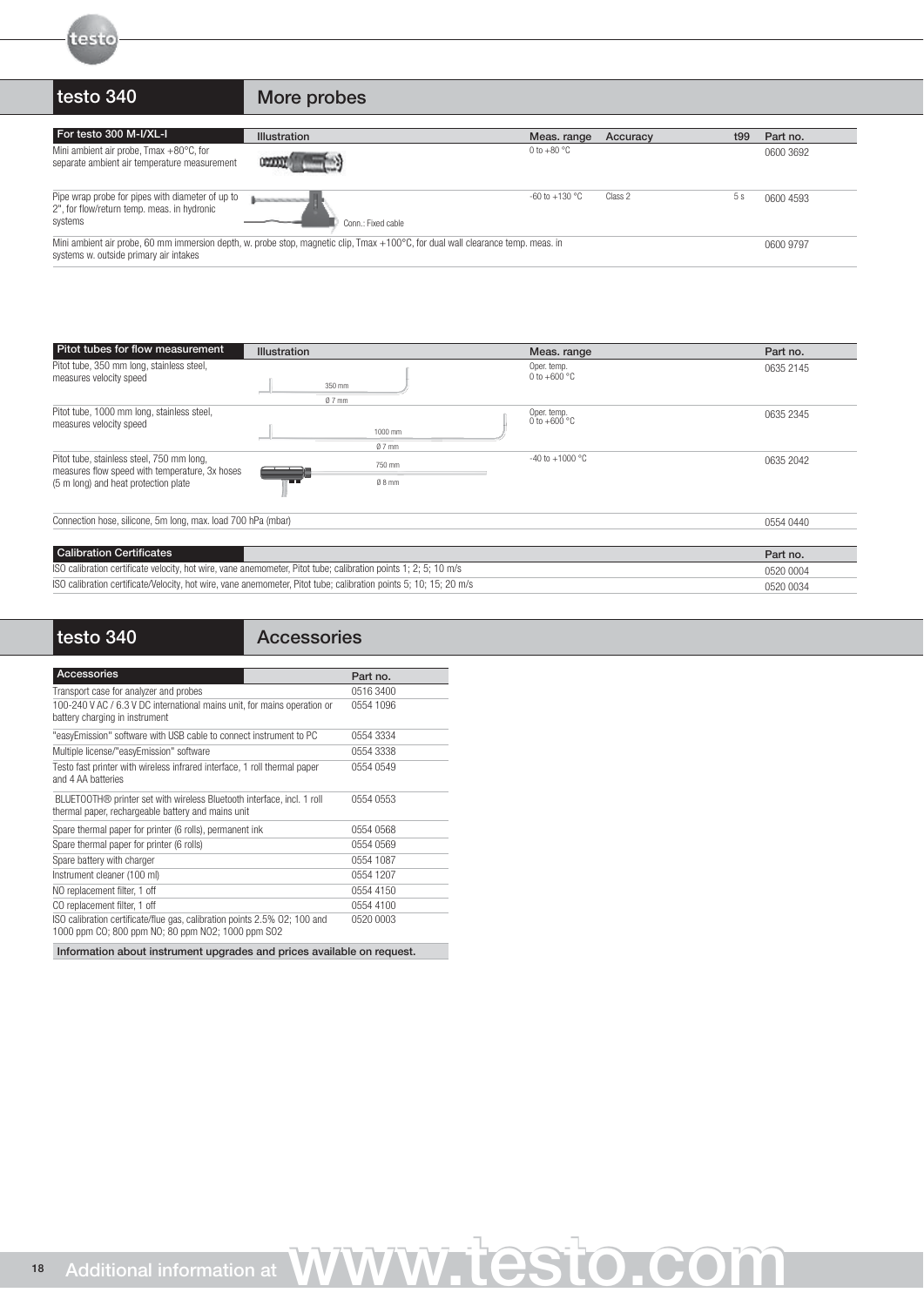## testo 340 — More probes

| For testo 300 M-I/XL-I | Illustration | Meas. range | Accuracy | t99 | Part no. |
|---|---|---|---|---|---|
| Mini ambient air probe, Tmax +80°C, for separate ambient air temperature measurement | | 0 to +80 °C | | | 0600 3692 |
| Pipe wrap probe for pipes with diameter of up to 2", for flow/return temp. meas. in hydronic systems | Conn.: Fixed cable | -60 to +130 °C | Class 2 | 5 s | 0600 4593 |
| Mini ambient air probe, 60 mm immersion depth, w. probe stop, magnetic clip, Tmax +100°C, for dual wall clearance temp. meas. in systems w. outside primary air intakes | | | | | 0600 9797 |

| Pitot tubes for flow measurement | Illustration | Meas. range | Part no. |
|---|---|---|---|
| Pitot tube, 350 mm long, stainless steel, measures velocity speed | 350 mm, Ø 7 mm | Oper. temp. 0 to +600 °C | 0635 2145 |
| Pitot tube, 1000 mm long, stainless steel, measures velocity speed | 1000 mm, Ø 7 mm | Oper. temp. 0 to +600 °C | 0635 2345 |
| Pitot tube, stainless steel, 750 mm long, measures flow speed with temperature, 3x hoses (5 m long) and heat protection plate | 750 mm, Ø 8 mm | -40 to +1000 °C | 0635 2042 |
| Connection hose, silicone, 5m long, max. load 700 hPa (mbar) | | | 0554 0440 |

| Calibration Certificates | Part no. |
|---|---|
| ISO calibration certificate velocity, hot wire, vane anemometer, Pitot tube; calibration points 1; 2; 5; 10 m/s | 0520 0004 |
| ISO calibration certificate/Velocity, hot wire, vane anemometer, Pitot tube; calibration points 5; 10; 15; 20 m/s | 0520 0034 |

## testo 340 — Accessories

| Accessories | Part no. |
|---|---|
| Transport case for analyzer and probes | 0516 3400 |
| 100-240 V AC / 6.3 V DC international mains unit, for mains operation or battery charging in instrument | 0554 1096 |
| "easyEmission" software with USB cable to connect instrument to PC | 0554 3334 |
| Multiple license/"easyEmission" software | 0554 3338 |
| Testo fast printer with wireless infrared interface, 1 roll thermal paper and 4 AA batteries | 0554 0549 |
| BLUETOOTH® printer set with wireless Bluetooth interface, incl. 1 roll thermal paper, rechargeable battery and mains unit | 0554 0553 |
| Spare thermal paper for printer (6 rolls), permanent ink | 0554 0568 |
| Spare thermal paper for printer (6 rolls) | 0554 0569 |
| Spare battery with charger | 0554 1087 |
| Instrument cleaner (100 ml) | 0554 1207 |
| NO replacement filter, 1 off | 0554 4150 |
| CO replacement filter, 1 off | 0554 4100 |
| ISO calibration certificate/flue gas, calibration points 2.5% O2; 100 and 1000 ppm CO; 800 ppm NO; 80 ppm NO2; 1000 ppm SO2 | 0520 0003 |

**Information about instrument upgrades and prices available on request.**

Additional information at www.testo.com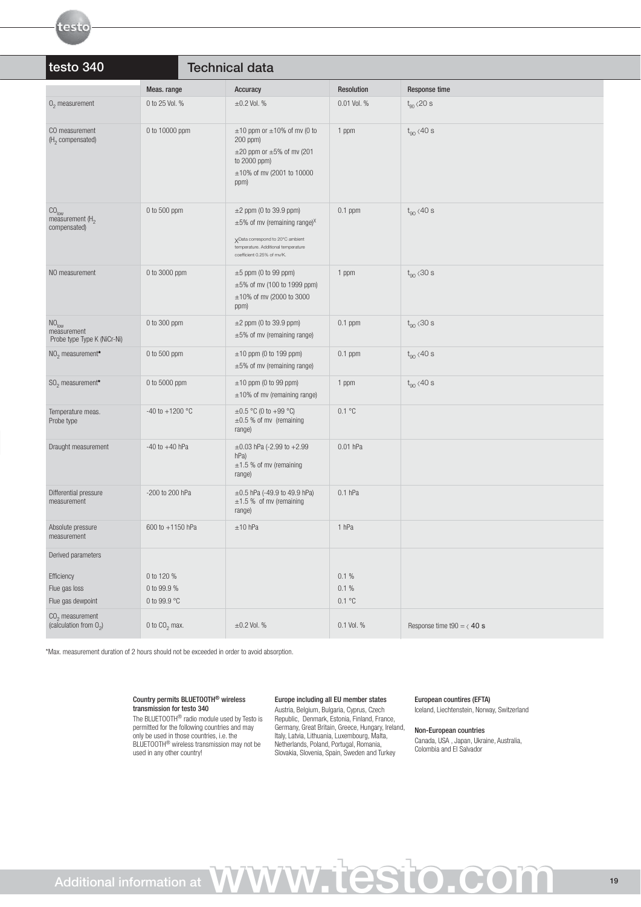## testo 340 Technical data

| | Meas. range | Accuracy | Resolution | Response time |
|---|---|---|---|---|
| $O_2$ measurement | 0 to 25 Vol. % | ±0.2 Vol. % | 0.01 Vol. % | $t_{90}$ <20 s |
| CO measurement ($H_2$ compensated) | 0 to 10000 ppm | ±10 ppm or ±10% of mv (0 to 200 ppm)<br>±20 ppm or ±5% of mv (201 to 2000 ppm)<br>±10% of mv (2001 to 10000 ppm) | 1 ppm | $t_{90}$ <40 s |
| $CO_{low}$ measurement ($H_2$ compensated) | 0 to 500 ppm | ±2 ppm (0 to 39.9 ppm)<br>±5% of mv (remaining range)[X]<br>[X]Data correspond to 20°C ambient temperature. Additional temperature coefficient 0.25% of mv/K. | 0.1 ppm | $t_{90}$ <40 s |
| NO measurement | 0 to 3000 ppm | ±5 ppm (0 to 99 ppm)<br>±5% of mv (100 to 1999 ppm)<br>±10% of mv (2000 to 3000 ppm) | 1 ppm | $t_{90}$ <30 s |
| $NO_{low}$ measurement Probe type Type K (NiCr-Ni) | 0 to 300 ppm | ±2 ppm (0 to 39.9 ppm)<br>±5% of mv (remaining range) | 0.1 ppm | $t_{90}$ <30 s |
| $NO_2$ measurement* | 0 to 500 ppm | ±10 ppm (0 to 199 ppm)<br>±5% of mv (remaining range) | 0.1 ppm | $t_{90}$ <40 s |
| $SO_2$ measurement* | 0 to 5000 ppm | ±10 ppm (0 to 99 ppm)<br>±10% of mv (remaining range) | 1 ppm | $t_{90}$ <40 s |
| Temperature meas. Probe type | -40 to +1200 °C | ±0.5 °C (0 to +99 °C)<br>±0.5 % of mv (remaining range) | 0.1 °C | |
| Draught measurement | -40 to +40 hPa | ±0.03 hPa (-2.99 to +2.99 hPa)<br>±1.5 % of mv (remaining range) | 0.01 hPa | |
| Differential pressure measurement | -200 to 200 hPa | ±0.5 hPa (-49.9 to 49.9 hPa)<br>±1.5 % of mv (remaining range) | 0.1 hPa | |
| Absolute pressure measurement | 600 to +1150 hPa | ±10 hPa | 1 hPa | |
| Derived parameters | | | | |
| Efficiency | 0 to 120 % | | 0.1 % | |
| Flue gas loss | 0 to 99.9 % | | 0.1 % | |
| Flue gas dewpoint | 0 to 99.9 °C | | 0.1 °C | |
| $CO_2$ measurement (calculation from $O_2$) | 0 to $CO_2$ max. | ±0.2 Vol. % | 0.1 Vol. % | Response time t90 = < 40 s |

*Max. measurement duration of 2 hours should not be exceeded in order to avoid absorption.

**Country permits BLUETOOTH® wireless transmission for testo 340**
The BLUETOOTH® radio module used by Testo is permitted for the following countries and may only be used in those countries, i.e. the BLUETOOTH® wireless transmission may not be used in any other country!

**Europe including all EU member states**
Austria, Belgium, Bulgaria, Cyprus, Czech Republic, Denmark, Estonia, Finland, France, Germany, Great Britain, Greece, Hungary, Ireland, Italy, Latvia, Lithuania, Luxembourg, Malta, Netherlands, Poland, Portugal, Romania, Slovakia, Slovenia, Spain, Sweden and Turkey

**European countires (EFTA)**
Iceland, Liechtenstein, Norway, Switzerland

**Non-European countries**
Canada, USA , Japan, Ukraine, Australia, Colombia and El Salvador

Additional information at www.testo.com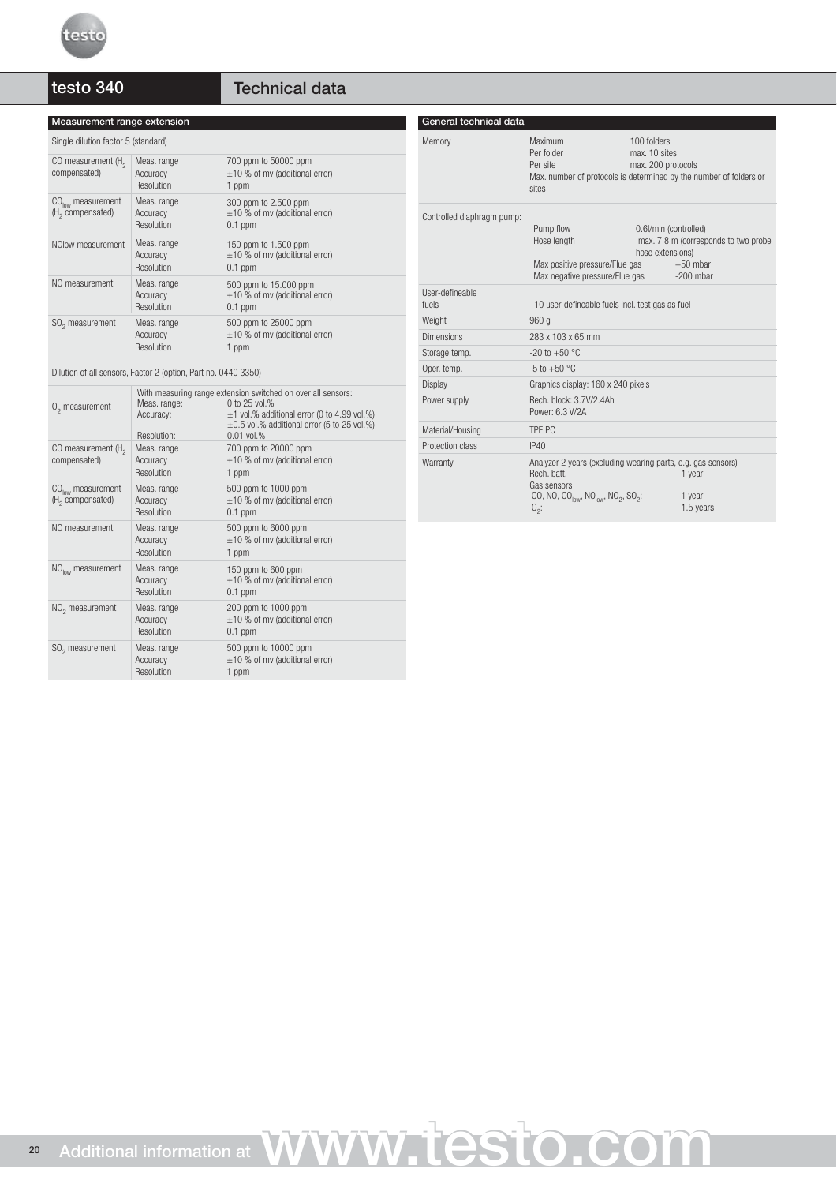## testo 340 — Technical data

### Measurement range extension

Single dilution factor 5 (standard)

| Measurement | Parameter | Value |
|---|---|---|
| CO measurement ($H_2$ compensated) | Meas. range | 700 ppm to 50000 ppm |
| | Accuracy | ±10 % of mv (additional error) |
| | Resolution | 1 ppm |
| $CO_{low}$ measurement ($H_2$ compensated) | Meas. range | 300 ppm to 2.500 ppm |
| | Accuracy | ±10 % of mv (additional error) |
| | Resolution | 0.1 ppm |
| NOlow measurement | Meas. range | 150 ppm to 1.500 ppm |
| | Accuracy | ±10 % of mv (additional error) |
| | Resolution | 0.1 ppm |
| NO measurement | Meas. range | 500 ppm to 15.000 ppm |
| | Accuracy | ±10 % of mv (additional error) |
| | Resolution | 0.1 ppm |
| $SO_2$ measurement | Meas. range | 500 ppm to 25000 ppm |
| | Accuracy | ±10 % of mv (additional error) |
| | Resolution | 1 ppm |

Dilution of all sensors, Factor 2 (option, Part no. 0440 3350)

| Measurement | Parameter | Value |
|---|---|---|
| $O_2$ measurement | With measuring range extension switched on over all sensors: | |
| | Meas. range: | 0 to 25 vol.% |
| | Accuracy: | ±1 vol.% additional error (0 to 4.99 vol.%) ±0.5 vol.% additional error (5 to 25 vol.%) |
| | Resolution: | 0.01 vol.% |
| CO measurement ($H_2$ compensated) | Meas. range | 700 ppm to 20000 ppm |
| | Accuracy | ±10 % of mv (additional error) |
| | Resolution | 1 ppm |
| $CO_{low}$ measurement ($H_2$ compensated) | Meas. range | 500 ppm to 1000 ppm |
| | Accuracy | ±10 % of mv (additional error) |
| | Resolution | 0.1 ppm |
| NO measurement | Meas. range | 500 ppm to 6000 ppm |
| | Accuracy | ±10 % of mv (additional error) |
| | Resolution | 1 ppm |
| $NO_{low}$ measurement | Meas. range | 150 ppm to 600 ppm |
| | Accuracy | ±10 % of mv (additional error) |
| | Resolution | 0.1 ppm |
| $NO_2$ measurement | Meas. range | 200 ppm to 1000 ppm |
| | Accuracy | ±10 % of mv (additional error) |
| | Resolution | 0.1 ppm |
| $SO_2$ measurement | Meas. range | 500 ppm to 10000 ppm |
| | Accuracy | ±10 % of mv (additional error) |
| | Resolution | 1 ppm |

### General technical data

| Parameter | Value |
|---|---|
| Memory | Maximum: 100 folders<br>Per folder: max. 10 sites<br>Per site: max. 200 protocols<br>Max. number of protocols is determined by the number of folders or sites |
| Controlled diaphragm pump: | Pump flow: 0.6l/min (controlled)<br>Hose length: max. 7.8 m (corresponds to two probe hose extensions)<br>Max positive pressure/Flue gas: +50 mbar<br>Max negative pressure/Flue gas: -200 mbar |
| User-defineable fuels | 10 user-defineable fuels incl. test gas as fuel |
| Weight | 960 g |
| Dimensions | 283 x 103 x 65 mm |
| Storage temp. | -20 to +50 °C |
| Oper. temp. | -5 to +50 °C |
| Display | Graphics display: 160 x 240 pixels |
| Power supply | Rech. block: 3.7V/2.4Ah<br>Power: 6.3 V/2A |
| Material/Housing | TPE PC |
| Protection class | IP40 |
| Warranty | Analyzer 2 years (excluding wearing parts, e.g. gas sensors)<br>Rech. batt.: 1 year<br>Gas sensors<br>CO, NO, $CO_{low}$, $NO_{low}$, $NO_2$, $SO_2$: 1 year<br>$O_2$: 1.5 years |

Additional information at www.testo.com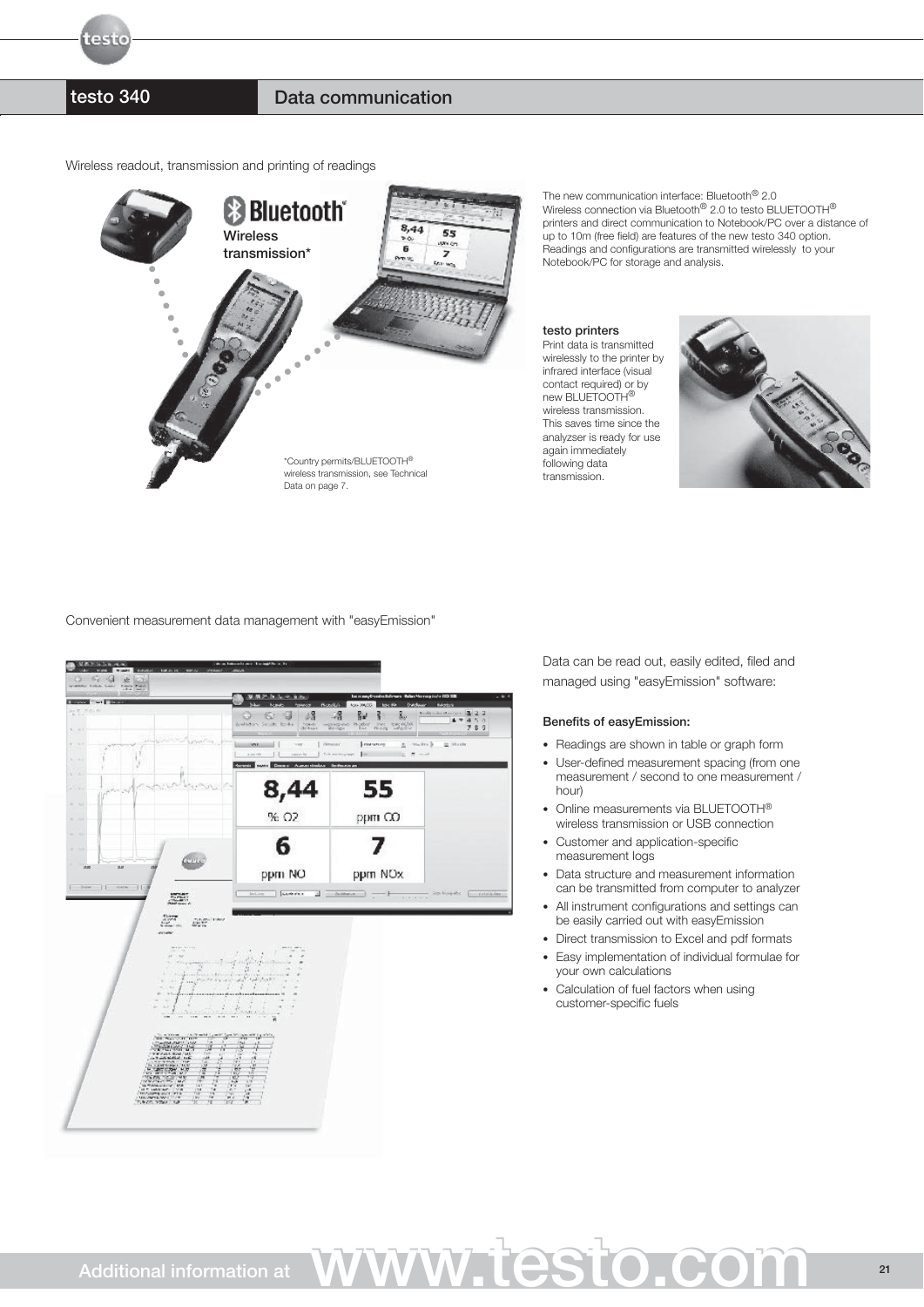## testo 340 Data communication

Wireless readout, transmission and printing of readings

Bluetooth

Wireless transmission*

*Country permits/BLUETOOTH® wireless transmission, see Technical Data on page 7.

The new communication interface: Bluetooth® 2.0
Wireless connection via Bluetooth® 2.0 to testo BLUETOOTH® printers and direct communication to Notebook/PC over a distance of up to 10m (free field) are features of the new testo 340 option. Readings and configurations are transmitted wirelessly to your Notebook/PC for storage and analysis.

**testo printers**
Print data is transmitted wirelessly to the printer by infrared interface (visual contact required) or by new BLUETOOTH® wireless transmission. This saves time since the analyzser is ready for use again immediately following data transmission.

Convenient measurement data management with "easyEmission"

Data can be read out, easily edited, filed and managed using "easyEmission" software:

**Benefits of easyEmission:**

- Readings are shown in table or graph form
- User-defined measurement spacing (from one measurement / second to one measurement / hour)
- Online measurements via BLUETOOTH® wireless transmission or USB connection
- Customer and application-specific measurement logs
- Data structure and measurement information can be transmitted from computer to analyzer
- All instrument configurations and settings can be easily carried out with easyEmission
- Direct transmission to Excel and pdf formats
- Easy implementation of individual formulae for your own calculations
- Calculation of fuel factors when using customer-specific fuels

Additional information at www.testo.com